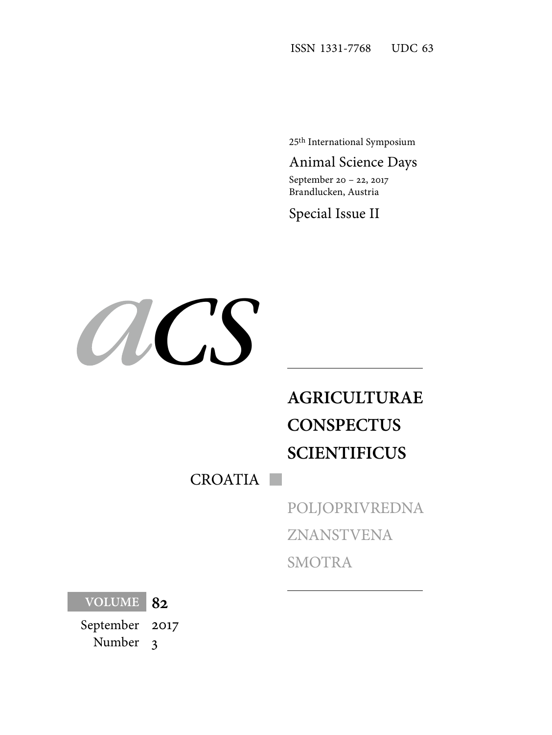ISSN 1331-7768 UDC 63

25th International Symposium

Animal Science Days

September 20 – 22, 2017
Brandlucken, Austria

Special Issue II

acs

# AGRICULTURAE CONSPECTUS SCIENTIFICUS

CROATIA

POLJOPRIVREDNA
ZNANSTVENA
SMOTRA

VOLUME **82**

September 2017
Number 3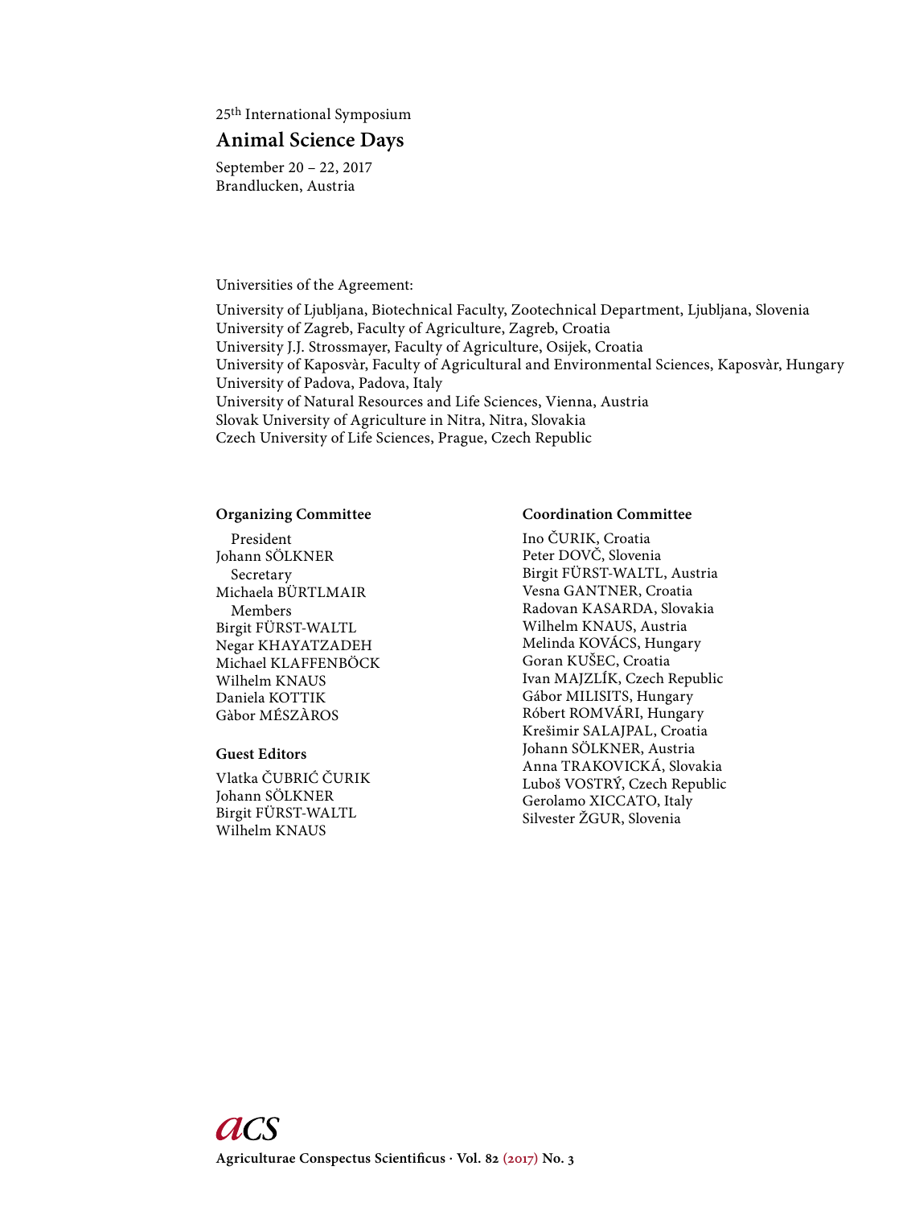25th International Symposium

# Animal Science Days

September 20 – 22, 2017
Brandlucken, Austria

Universities of the Agreement:

University of Ljubljana, Biotechnical Faculty, Zootechnical Department, Ljubljana, Slovenia
University of Zagreb, Faculty of Agriculture, Zagreb, Croatia
University J.J. Strossmayer, Faculty of Agriculture, Osijek, Croatia
University of Kaposvàr, Faculty of Agricultural and Environmental Sciences, Kaposvàr, Hungary
University of Padova, Padova, Italy
University of Natural Resources and Life Sciences, Vienna, Austria
Slovak University of Agriculture in Nitra, Nitra, Slovakia
Czech University of Life Sciences, Prague, Czech Republic

**Organizing Committee**

President
Johann SÖLKNER
Secretary
Michaela BÜRTLMAIR
Members
Birgit FÜRST-WALTL
Negar KHAYATZADEH
Michael KLAFFENBÖCK
Wilhelm KNAUS
Daniela KOTTIK
Gàbor MÉSZÀROS

**Guest Editors**

Vlatka ČUBRIĆ ČURIK
Johann SÖLKNER
Birgit FÜRST-WALTL
Wilhelm KNAUS

**Coordination Committee**

Ino ČURIK, Croatia
Peter DOVČ, Slovenia
Birgit FÜRST-WALTL, Austria
Vesna GANTNER, Croatia
Radovan KASARDA, Slovakia
Wilhelm KNAUS, Austria
Melinda KOVÁCS, Hungary
Goran KUŠEC, Croatia
Ivan MAJZLÍK, Czech Republic
Gábor MILISITS, Hungary
Róbert ROMVÁRI, Hungary
Krešimir SALAJPAL, Croatia
Johann SÖLKNER, Austria
Anna TRAKOVICKÁ, Slovakia
Luboš VOSTRÝ, Czech Republic
Gerolamo XICCATO, Italy
Silvester ŽGUR, Slovenia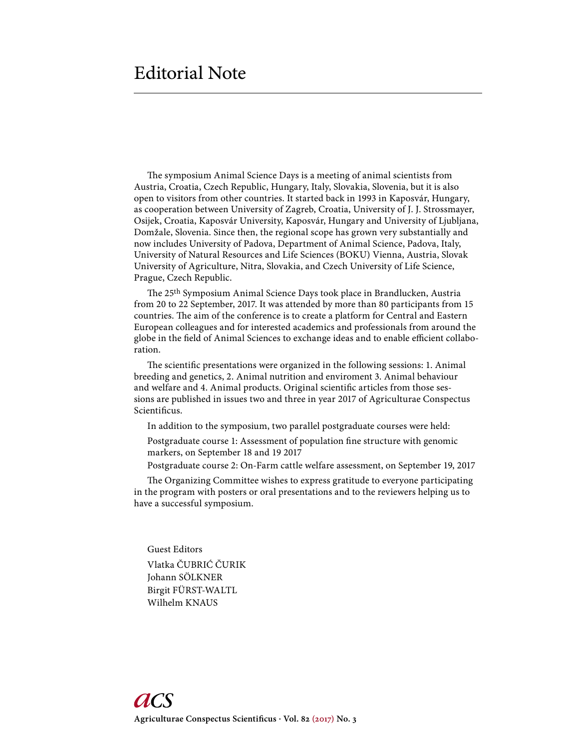# Editorial Note

The symposium Animal Science Days is a meeting of animal scientists from Austria, Croatia, Czech Republic, Hungary, Italy, Slovakia, Slovenia, but it is also open to visitors from other countries. It started back in 1993 in Kaposvár, Hungary, as cooperation between University of Zagreb, Croatia, University of J. J. Strossmayer, Osijek, Croatia, Kaposvár University, Kaposvár, Hungary and University of Ljubljana, Domžale, Slovenia. Since then, the regional scope has grown very substantially and now includes University of Padova, Department of Animal Science, Padova, Italy, University of Natural Resources and Life Sciences (BOKU) Vienna, Austria, Slovak University of Agriculture, Nitra, Slovakia, and Czech University of Life Science, Prague, Czech Republic.

The 25th Symposium Animal Science Days took place in Brandlucken, Austria from 20 to 22 September, 2017. It was attended by more than 80 participants from 15 countries. The aim of the conference is to create a platform for Central and Eastern European colleagues and for interested academics and professionals from around the globe in the field of Animal Sciences to exchange ideas and to enable efficient collaboration.

The scientific presentations were organized in the following sessions: 1. Animal breeding and genetics, 2. Animal nutrition and enviroment 3. Animal behaviour and welfare and 4. Animal products. Original scientific articles from those sessions are published in issues two and three in year 2017 of Agriculturae Conspectus Scientificus.

In addition to the symposium, two parallel postgraduate courses were held:

Postgraduate course 1: Assessment of population fine structure with genomic markers, on September 18 and 19 2017

Postgraduate course 2: On-Farm cattle welfare assessment, on September 19, 2017

The Organizing Committee wishes to express gratitude to everyone participating in the program with posters or oral presentations and to the reviewers helping us to have a successful symposium.

Guest Editors

Vlatka ČUBRIĆ ČURIK
Johann SÖLKNER
Birgit FÜRST-WALTL
Wilhelm KNAUS